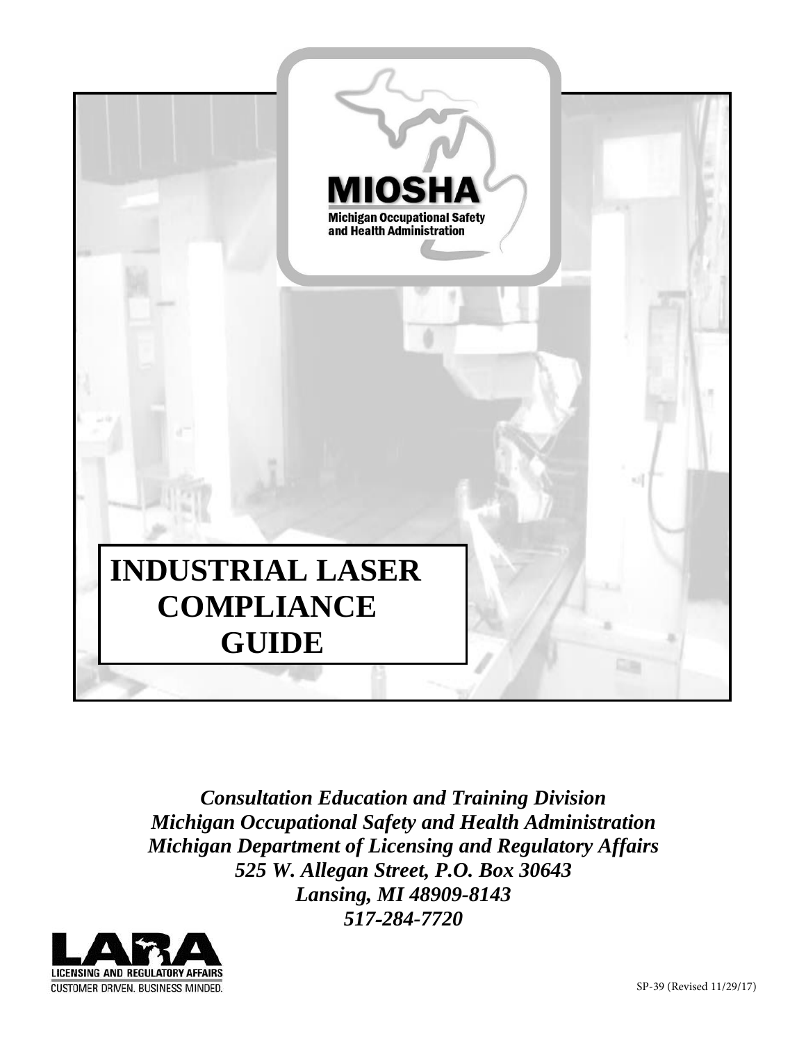MIOSHA

Michigan Occupational Safety and Health Administration

# INDUSTRIAL LASER COMPLIANCE GUIDE

*Consultation Education and Training Division*
*Michigan Occupational Safety and Health Administration*
*Michigan Department of Licensing and Regulatory Affairs*
*525 W. Allegan Street, P.O. Box 30643*
*Lansing, MI 48909-8143*
*517-284-7720*

LARA
LICENSING AND REGULATORY AFFAIRS
CUSTOMER DRIVEN. BUSINESS MINDED.

SP-39 (Revised 11/29/17)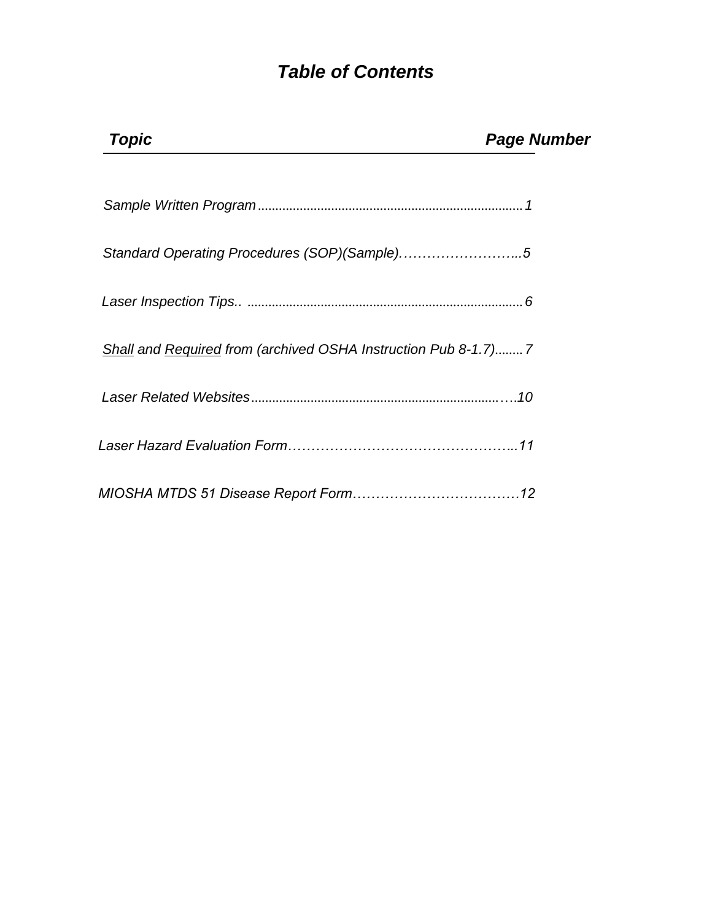# *Table of Contents*

| *Topic* | *Page Number* |
|---|---|
| *Sample Written Program* | *1* |
| *Standard Operating Procedures (SOP)(Sample)* | *5* |
| *Laser Inspection Tips..* | *6* |
| *Shall and Required from (archived OSHA Instruction Pub 8-1.7)* | *7* |
| *Laser Related Websites* | *10* |
| *Laser Hazard Evaluation Form* | *11* |
| *MIOSHA MTDS 51 Disease Report Form* | *12* |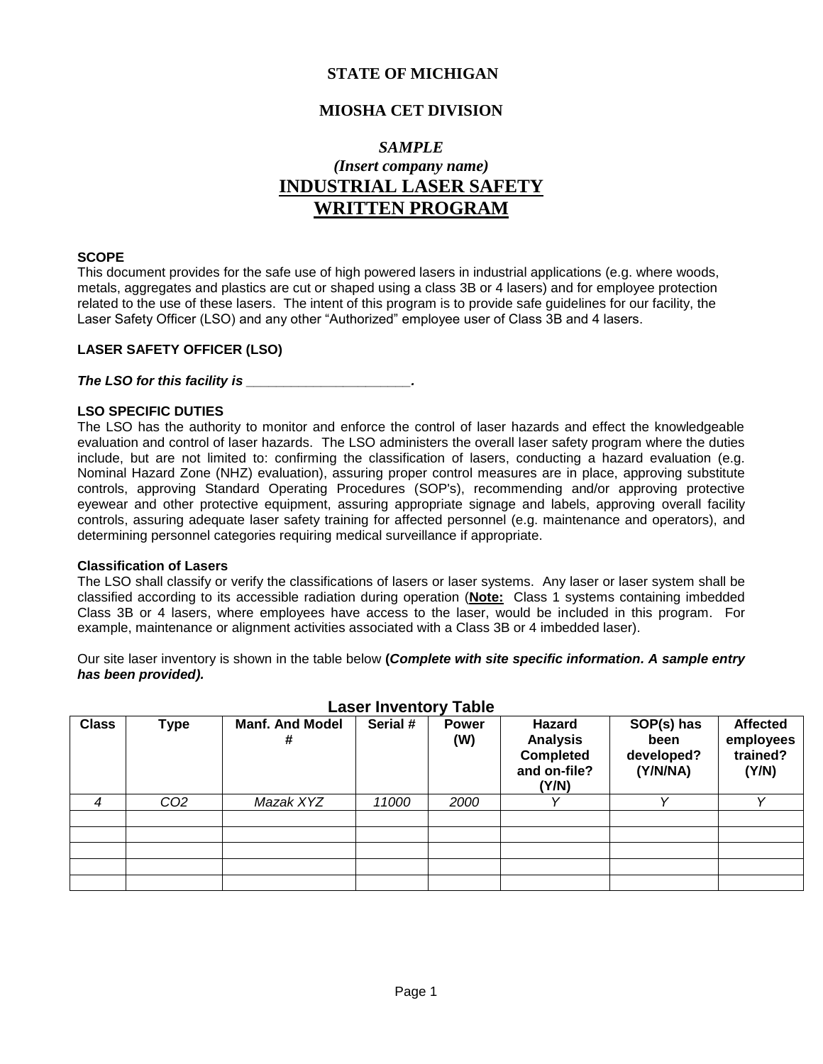**STATE OF MICHIGAN**

**MIOSHA CET DIVISION**

***SAMPLE***

***(Insert company name)***

# INDUSTRIAL LASER SAFETY WRITTEN PROGRAM

**SCOPE**

This document provides for the safe use of high powered lasers in industrial applications (e.g. where woods, metals, aggregates and plastics are cut or shaped using a class 3B or 4 lasers) and for employee protection related to the use of these lasers. The intent of this program is to provide safe guidelines for our facility, the Laser Safety Officer (LSO) and any other "Authorized" employee user of Class 3B and 4 lasers.

**LASER SAFETY OFFICER (LSO)**

***The LSO for this facility is \_\_\_\_\_\_\_\_\_\_\_\_\_\_\_\_\_\_\_\_\_\_\_.***

**LSO SPECIFIC DUTIES**

The LSO has the authority to monitor and enforce the control of laser hazards and effect the knowledgeable evaluation and control of laser hazards. The LSO administers the overall laser safety program where the duties include, but are not limited to: confirming the classification of lasers, conducting a hazard evaluation (e.g. Nominal Hazard Zone (NHZ) evaluation), assuring proper control measures are in place, approving substitute controls, approving Standard Operating Procedures (SOP's), recommending and/or approving protective eyewear and other protective equipment, assuring appropriate signage and labels, approving overall facility controls, assuring adequate laser safety training for affected personnel (e.g. maintenance and operators), and determining personnel categories requiring medical surveillance if appropriate.

**Classification of Lasers**

The LSO shall classify or verify the classifications of lasers or laser systems. Any laser or laser system shall be classified according to its accessible radiation during operation (**Note:** Class 1 systems containing imbedded Class 3B or 4 lasers, where employees have access to the laser, would be included in this program. For example, maintenance or alignment activities associated with a Class 3B or 4 imbedded laser).

Our site laser inventory is shown in the table below **(*Complete with site specific information. A sample entry has been provided).***

**Laser Inventory Table**

| Class | Type | Manf. And Model # | Serial # | Power (W) | Hazard Analysis Completed and on-file? (Y/N) | SOP(s) has been developed? (Y/N/NA) | Affected employees trained? (Y/N) |
|---|---|---|---|---|---|---|---|
| *4* | *$CO_2$* | *Mazak XYZ* | *11000* | *2000* | *Y* | *Y* | *Y* |
| | | | | | | | |
| | | | | | | | |
| | | | | | | | |
| | | | | | | | |
| | | | | | | | |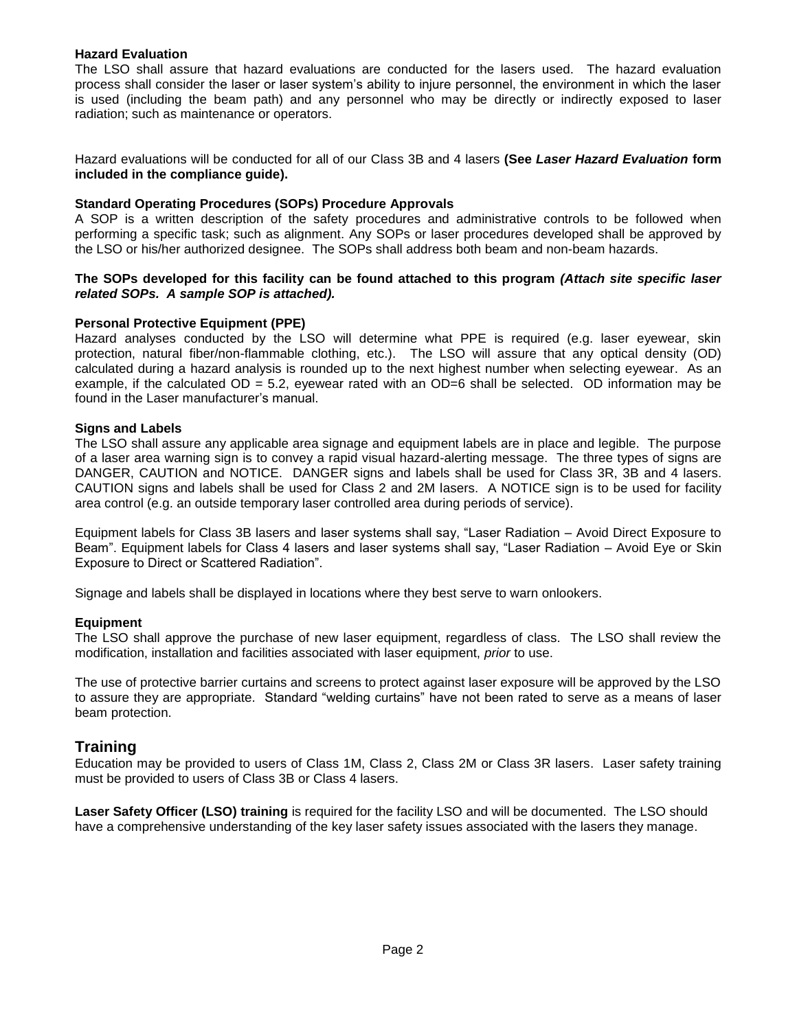### Hazard Evaluation

The LSO shall assure that hazard evaluations are conducted for the lasers used. The hazard evaluation process shall consider the laser or laser system's ability to injure personnel, the environment in which the laser is used (including the beam path) and any personnel who may be directly or indirectly exposed to laser radiation; such as maintenance or operators.

Hazard evaluations will be conducted for all of our Class 3B and 4 lasers **(See *Laser Hazard Evaluation* form included in the compliance guide).**

### Standard Operating Procedures (SOPs) Procedure Approvals

A SOP is a written description of the safety procedures and administrative controls to be followed when performing a specific task; such as alignment. Any SOPs or laser procedures developed shall be approved by the LSO or his/her authorized designee. The SOPs shall address both beam and non-beam hazards.

**The SOPs developed for this facility can be found attached to this program *(Attach site specific laser related SOPs. A sample SOP is attached).***

### Personal Protective Equipment (PPE)

Hazard analyses conducted by the LSO will determine what PPE is required (e.g. laser eyewear, skin protection, natural fiber/non-flammable clothing, etc.). The LSO will assure that any optical density (OD) calculated during a hazard analysis is rounded up to the next highest number when selecting eyewear. As an example, if the calculated OD = 5.2, eyewear rated with an OD=6 shall be selected. OD information may be found in the Laser manufacturer's manual.

### Signs and Labels

The LSO shall assure any applicable area signage and equipment labels are in place and legible. The purpose of a laser area warning sign is to convey a rapid visual hazard-alerting message. The three types of signs are DANGER, CAUTION and NOTICE. DANGER signs and labels shall be used for Class 3R, 3B and 4 lasers. CAUTION signs and labels shall be used for Class 2 and 2M lasers. A NOTICE sign is to be used for facility area control (e.g. an outside temporary laser controlled area during periods of service).

Equipment labels for Class 3B lasers and laser systems shall say, "Laser Radiation – Avoid Direct Exposure to Beam". Equipment labels for Class 4 lasers and laser systems shall say, "Laser Radiation – Avoid Eye or Skin Exposure to Direct or Scattered Radiation".

Signage and labels shall be displayed in locations where they best serve to warn onlookers.

### Equipment

The LSO shall approve the purchase of new laser equipment, regardless of class. The LSO shall review the modification, installation and facilities associated with laser equipment, *prior* to use.

The use of protective barrier curtains and screens to protect against laser exposure will be approved by the LSO to assure they are appropriate. Standard "welding curtains" have not been rated to serve as a means of laser beam protection.

## Training

Education may be provided to users of Class 1M, Class 2, Class 2M or Class 3R lasers. Laser safety training must be provided to users of Class 3B or Class 4 lasers.

**Laser Safety Officer (LSO) training** is required for the facility LSO and will be documented. The LSO should have a comprehensive understanding of the key laser safety issues associated with the lasers they manage.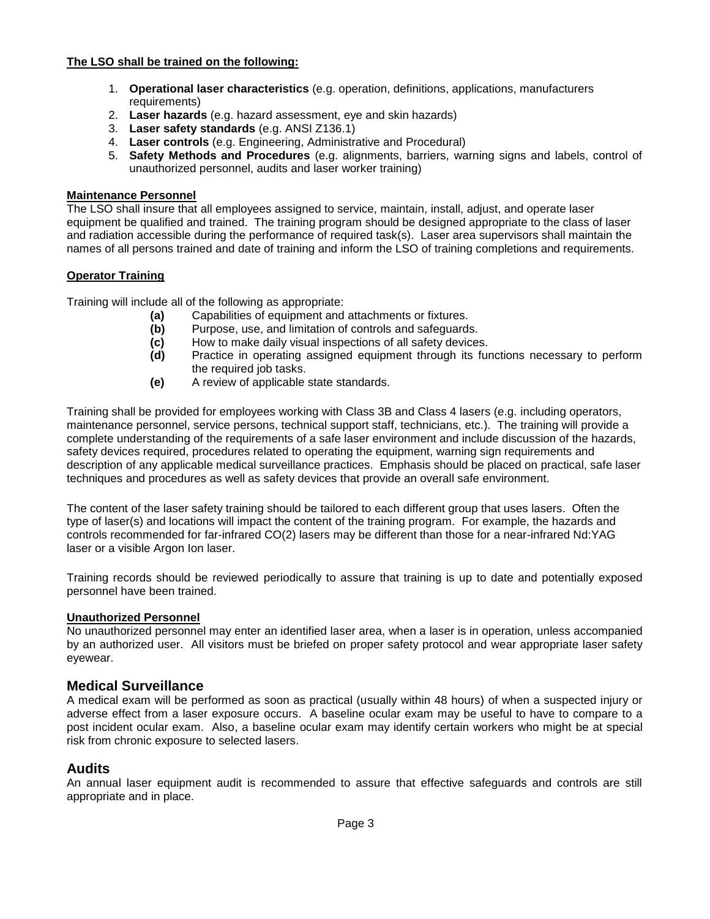**The LSO shall be trained on the following:**

1. **Operational laser characteristics** (e.g. operation, definitions, applications, manufacturers requirements)
2. **Laser hazards** (e.g. hazard assessment, eye and skin hazards)
3. **Laser safety standards** (e.g. ANSI Z136.1)
4. **Laser controls** (e.g. Engineering, Administrative and Procedural)
5. **Safety Methods and Procedures** (e.g. alignments, barriers, warning signs and labels, control of unauthorized personnel, audits and laser worker training)

**Maintenance Personnel**

The LSO shall insure that all employees assigned to service, maintain, install, adjust, and operate laser equipment be qualified and trained. The training program should be designed appropriate to the class of laser and radiation accessible during the performance of required task(s). Laser area supervisors shall maintain the names of all persons trained and date of training and inform the LSO of training completions and requirements.

**Operator Training**

Training will include all of the following as appropriate:

- **(a)** Capabilities of equipment and attachments or fixtures.
- **(b)** Purpose, use, and limitation of controls and safeguards.
- **(c)** How to make daily visual inspections of all safety devices.
- **(d)** Practice in operating assigned equipment through its functions necessary to perform the required job tasks.
- **(e)** A review of applicable state standards.

Training shall be provided for employees working with Class 3B and Class 4 lasers (e.g. including operators, maintenance personnel, service persons, technical support staff, technicians, etc.). The training will provide a complete understanding of the requirements of a safe laser environment and include discussion of the hazards, safety devices required, procedures related to operating the equipment, warning sign requirements and description of any applicable medical surveillance practices. Emphasis should be placed on practical, safe laser techniques and procedures as well as safety devices that provide an overall safe environment.

The content of the laser safety training should be tailored to each different group that uses lasers. Often the type of laser(s) and locations will impact the content of the training program. For example, the hazards and controls recommended for far-infrared CO(2) lasers may be different than those for a near-infrared Nd:YAG laser or a visible Argon Ion laser.

Training records should be reviewed periodically to assure that training is up to date and potentially exposed personnel have been trained.

**Unauthorized Personnel**

No unauthorized personnel may enter an identified laser area, when a laser is in operation, unless accompanied by an authorized user. All visitors must be briefed on proper safety protocol and wear appropriate laser safety eyewear.

## Medical Surveillance

A medical exam will be performed as soon as practical (usually within 48 hours) of when a suspected injury or adverse effect from a laser exposure occurs. A baseline ocular exam may be useful to have to compare to a post incident ocular exam. Also, a baseline ocular exam may identify certain workers who might be at special risk from chronic exposure to selected lasers.

## Audits

An annual laser equipment audit is recommended to assure that effective safeguards and controls are still appropriate and in place.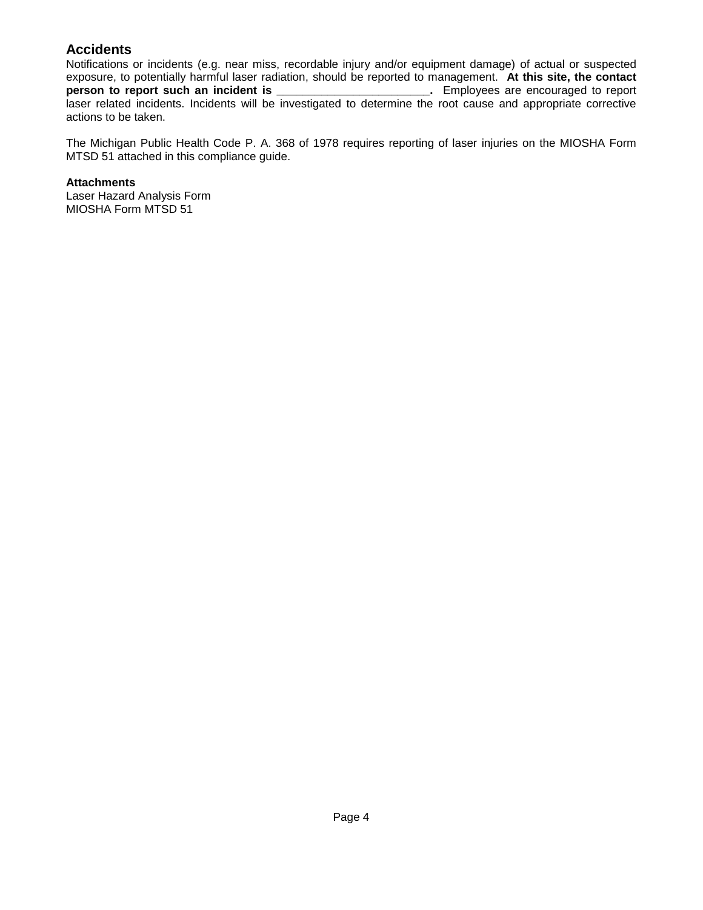## Accidents

Notifications or incidents (e.g. near miss, recordable injury and/or equipment damage) of actual or suspected exposure, to potentially harmful laser radiation, should be reported to management. **At this site, the contact person to report such an incident is ________________________.** Employees are encouraged to report laser related incidents. Incidents will be investigated to determine the root cause and appropriate corrective actions to be taken.

The Michigan Public Health Code P. A. 368 of 1978 requires reporting of laser injuries on the MIOSHA Form MTSD 51 attached in this compliance guide.

**Attachments**
Laser Hazard Analysis Form
MIOSHA Form MTSD 51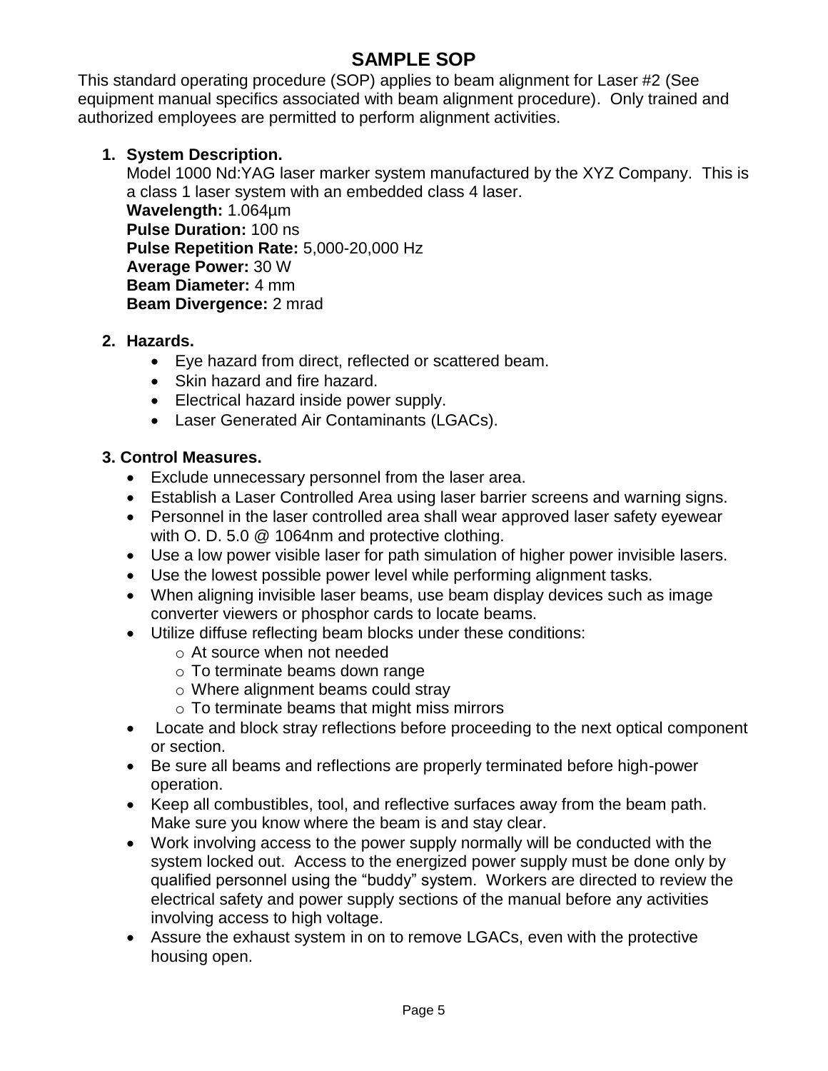# SAMPLE SOP

This standard operating procedure (SOP) applies to beam alignment for Laser #2 (See equipment manual specifics associated with beam alignment procedure). Only trained and authorized employees are permitted to perform alignment activities.

1. **System Description.**
   Model 1000 Nd:YAG laser marker system manufactured by the XYZ Company. This is a class 1 laser system with an embedded class 4 laser.
   **Wavelength:** 1.064µm
   **Pulse Duration:** 100 ns
   **Pulse Repetition Rate:** 5,000-20,000 Hz
   **Average Power:** 30 W
   **Beam Diameter:** 4 mm
   **Beam Divergence:** 2 mrad

2. **Hazards.**
   - Eye hazard from direct, reflected or scattered beam.
   - Skin hazard and fire hazard.
   - Electrical hazard inside power supply.
   - Laser Generated Air Contaminants (LGACs).

3. **Control Measures.**
   - Exclude unnecessary personnel from the laser area.
   - Establish a Laser Controlled Area using laser barrier screens and warning signs.
   - Personnel in the laser controlled area shall wear approved laser safety eyewear with O. D. 5.0 @ 1064nm and protective clothing.
   - Use a low power visible laser for path simulation of higher power invisible lasers.
   - Use the lowest possible power level while performing alignment tasks.
   - When aligning invisible laser beams, use beam display devices such as image converter viewers or phosphor cards to locate beams.
   - Utilize diffuse reflecting beam blocks under these conditions:
     - At source when not needed
     - To terminate beams down range
     - Where alignment beams could stray
     - To terminate beams that might miss mirrors
   - Locate and block stray reflections before proceeding to the next optical component or section.
   - Be sure all beams and reflections are properly terminated before high-power operation.
   - Keep all combustibles, tool, and reflective surfaces away from the beam path. Make sure you know where the beam is and stay clear.
   - Work involving access to the power supply normally will be conducted with the system locked out. Access to the energized power supply must be done only by qualified personnel using the "buddy" system. Workers are directed to review the electrical safety and power supply sections of the manual before any activities involving access to high voltage.
   - Assure the exhaust system in on to remove LGACs, even with the protective housing open.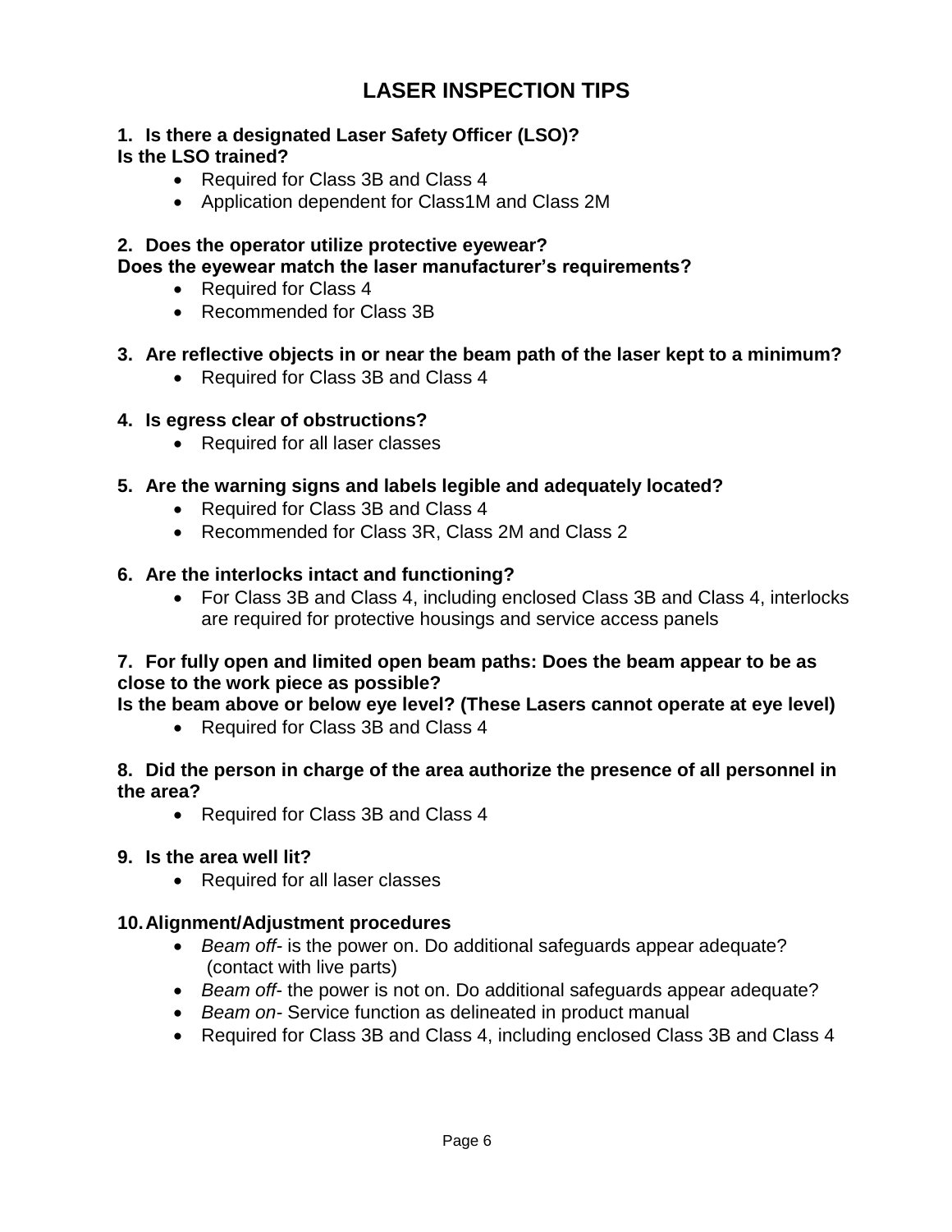# LASER INSPECTION TIPS

**1. Is there a designated Laser Safety Officer (LSO)?**
**Is the LSO trained?**

- Required for Class 3B and Class 4
- Application dependent for Class1M and Class 2M

**2. Does the operator utilize protective eyewear?**
**Does the eyewear match the laser manufacturer's requirements?**

- Required for Class 4
- Recommended for Class 3B

**3. Are reflective objects in or near the beam path of the laser kept to a minimum?**

- Required for Class 3B and Class 4

**4. Is egress clear of obstructions?**

- Required for all laser classes

**5. Are the warning signs and labels legible and adequately located?**

- Required for Class 3B and Class 4
- Recommended for Class 3R, Class 2M and Class 2

**6. Are the interlocks intact and functioning?**

- For Class 3B and Class 4, including enclosed Class 3B and Class 4, interlocks are required for protective housings and service access panels

**7. For fully open and limited open beam paths: Does the beam appear to be as close to the work piece as possible?**
**Is the beam above or below eye level? (These Lasers cannot operate at eye level)**

- Required for Class 3B and Class 4

**8. Did the person in charge of the area authorize the presence of all personnel in the area?**

- Required for Class 3B and Class 4

**9. Is the area well lit?**

- Required for all laser classes

**10. Alignment/Adjustment procedures**

- *Beam off*- is the power on. Do additional safeguards appear adequate? (contact with live parts)
- *Beam off*- the power is not on. Do additional safeguards appear adequate?
- *Beam on*- Service function as delineated in product manual
- Required for Class 3B and Class 4, including enclosed Class 3B and Class 4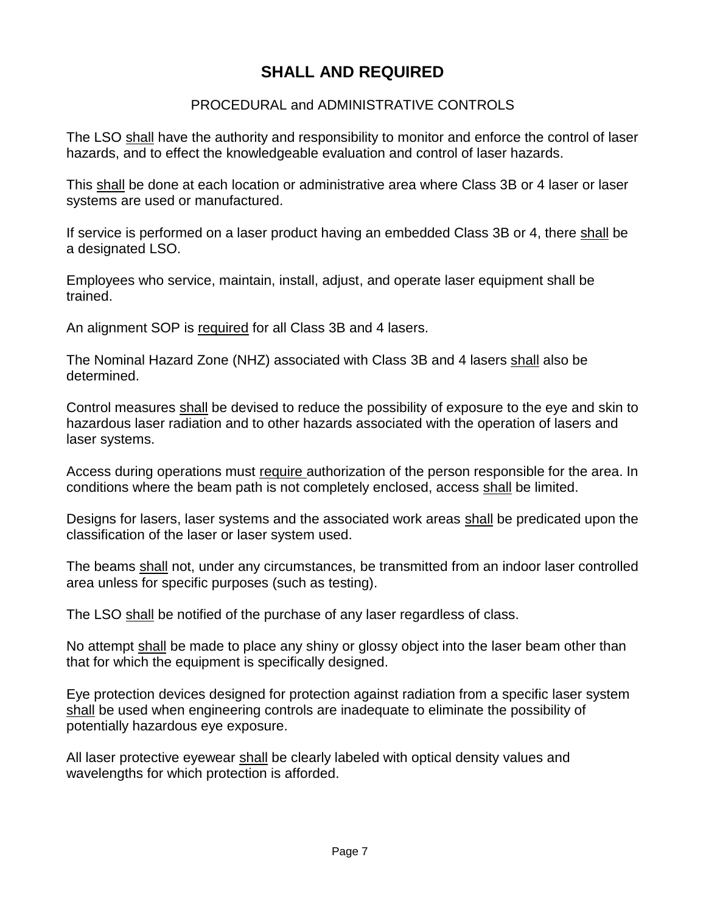# SHALL AND REQUIRED

## PROCEDURAL and ADMINISTRATIVE CONTROLS

The LSO shall have the authority and responsibility to monitor and enforce the control of laser hazards, and to effect the knowledgeable evaluation and control of laser hazards.

This shall be done at each location or administrative area where Class 3B or 4 laser or laser systems are used or manufactured.

If service is performed on a laser product having an embedded Class 3B or 4, there shall be a designated LSO.

Employees who service, maintain, install, adjust, and operate laser equipment shall be trained.

An alignment SOP is required for all Class 3B and 4 lasers.

The Nominal Hazard Zone (NHZ) associated with Class 3B and 4 lasers shall also be determined.

Control measures shall be devised to reduce the possibility of exposure to the eye and skin to hazardous laser radiation and to other hazards associated with the operation of lasers and laser systems.

Access during operations must require authorization of the person responsible for the area. In conditions where the beam path is not completely enclosed, access shall be limited.

Designs for lasers, laser systems and the associated work areas shall be predicated upon the classification of the laser or laser system used.

The beams shall not, under any circumstances, be transmitted from an indoor laser controlled area unless for specific purposes (such as testing).

The LSO shall be notified of the purchase of any laser regardless of class.

No attempt shall be made to place any shiny or glossy object into the laser beam other than that for which the equipment is specifically designed.

Eye protection devices designed for protection against radiation from a specific laser system shall be used when engineering controls are inadequate to eliminate the possibility of potentially hazardous eye exposure.

All laser protective eyewear shall be clearly labeled with optical density values and wavelengths for which protection is afforded.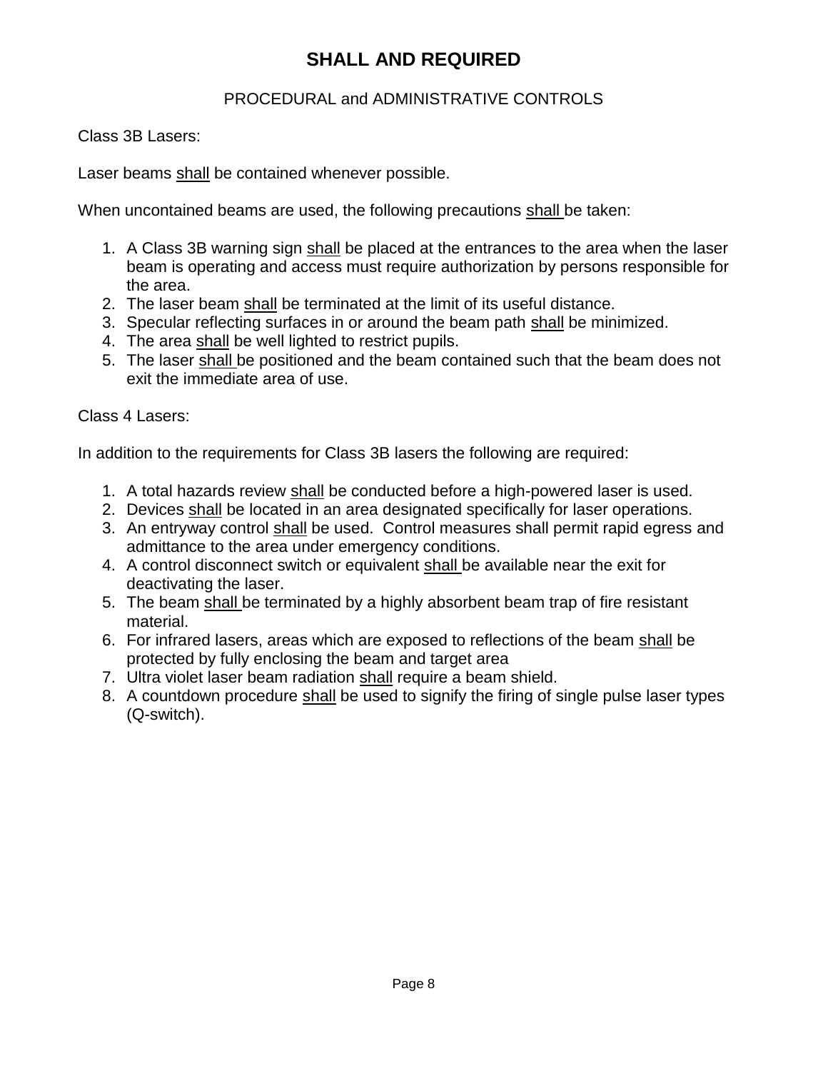# SHALL AND REQUIRED

PROCEDURAL and ADMINISTRATIVE CONTROLS

Class 3B Lasers:

Laser beams shall be contained whenever possible.

When uncontained beams are used, the following precautions shall be taken:

1. A Class 3B warning sign shall be placed at the entrances to the area when the laser beam is operating and access must require authorization by persons responsible for the area.
2. The laser beam shall be terminated at the limit of its useful distance.
3. Specular reflecting surfaces in or around the beam path shall be minimized.
4. The area shall be well lighted to restrict pupils.
5. The laser shall be positioned and the beam contained such that the beam does not exit the immediate area of use.

Class 4 Lasers:

In addition to the requirements for Class 3B lasers the following are required:

1. A total hazards review shall be conducted before a high-powered laser is used.
2. Devices shall be located in an area designated specifically for laser operations.
3. An entryway control shall be used. Control measures shall permit rapid egress and admittance to the area under emergency conditions.
4. A control disconnect switch or equivalent shall be available near the exit for deactivating the laser.
5. The beam shall be terminated by a highly absorbent beam trap of fire resistant material.
6. For infrared lasers, areas which are exposed to reflections of the beam shall be protected by fully enclosing the beam and target area
7. Ultra violet laser beam radiation shall require a beam shield.
8. A countdown procedure shall be used to signify the firing of single pulse laser types (Q-switch).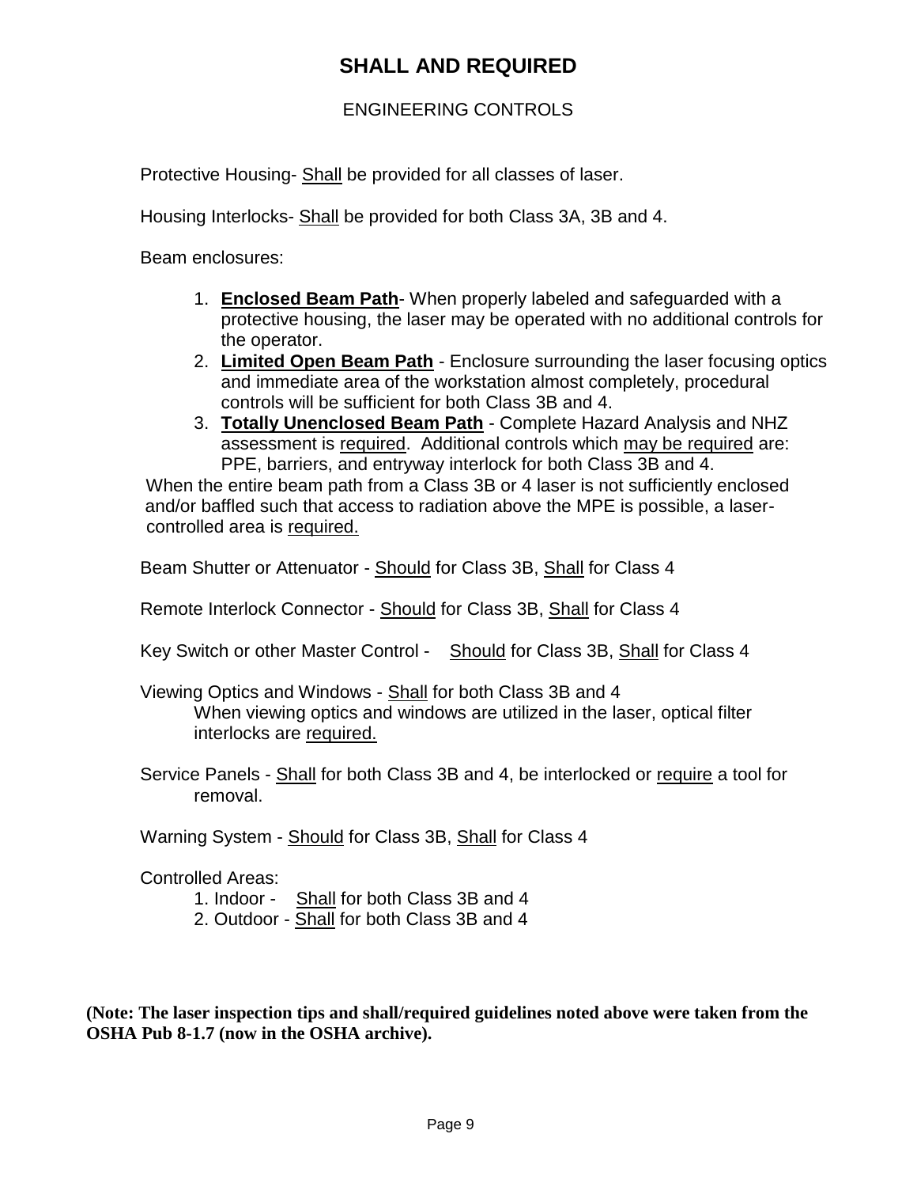# SHALL AND REQUIRED

## ENGINEERING CONTROLS

Protective Housing- Shall be provided for all classes of laser.

Housing Interlocks- Shall be provided for both Class 3A, 3B and 4.

Beam enclosures:

1. **Enclosed Beam Path**- When properly labeled and safeguarded with a protective housing, the laser may be operated with no additional controls for the operator.
2. **Limited Open Beam Path** - Enclosure surrounding the laser focusing optics and immediate area of the workstation almost completely, procedural controls will be sufficient for both Class 3B and 4.
3. **Totally Unenclosed Beam Path** - Complete Hazard Analysis and NHZ assessment is required. Additional controls which may be required are: PPE, barriers, and entryway interlock for both Class 3B and 4.

When the entire beam path from a Class 3B or 4 laser is not sufficiently enclosed and/or baffled such that access to radiation above the MPE is possible, a laser-controlled area is required.

Beam Shutter or Attenuator - Should for Class 3B, Shall for Class 4

Remote Interlock Connector - Should for Class 3B, Shall for Class 4

Key Switch or other Master Control - Should for Class 3B, Shall for Class 4

Viewing Optics and Windows - Shall for both Class 3B and 4
When viewing optics and windows are utilized in the laser, optical filter interlocks are required.

Service Panels - Shall for both Class 3B and 4, be interlocked or require a tool for removal.

Warning System - Should for Class 3B, Shall for Class 4

Controlled Areas:

1. Indoor - Shall for both Class 3B and 4
2. Outdoor - Shall for both Class 3B and 4

**(Note: The laser inspection tips and shall/required guidelines noted above were taken from the OSHA Pub 8-1.7 (now in the OSHA archive).**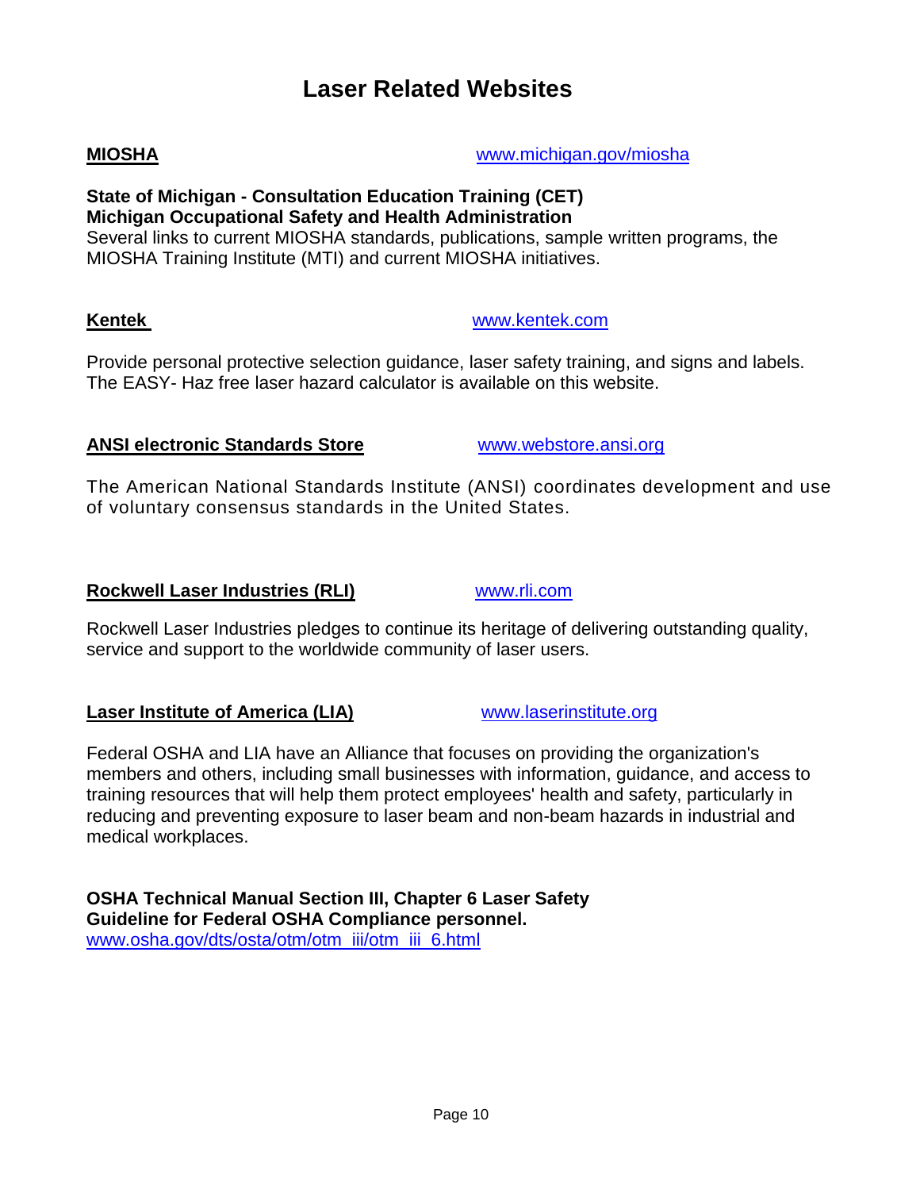# Laser Related Websites

**MIOSHA** www.michigan.gov/miosha

**State of Michigan - Consultation Education Training (CET)**
**Michigan Occupational Safety and Health Administration**
Several links to current MIOSHA standards, publications, sample written programs, the MIOSHA Training Institute (MTI) and current MIOSHA initiatives.

**Kentek** www.kentek.com

Provide personal protective selection guidance, laser safety training, and signs and labels. The EASY- Haz free laser hazard calculator is available on this website.

**ANSI electronic Standards Store** www.webstore.ansi.org

The American National Standards Institute (ANSI) coordinates development and use of voluntary consensus standards in the United States.

**Rockwell Laser Industries (RLI)** www.rli.com

Rockwell Laser Industries pledges to continue its heritage of delivering outstanding quality, service and support to the worldwide community of laser users.

**Laser Institute of America (LIA)** www.laserinstitute.org

Federal OSHA and LIA have an Alliance that focuses on providing the organization's members and others, including small businesses with information, guidance, and access to training resources that will help them protect employees' health and safety, particularly in reducing and preventing exposure to laser beam and non-beam hazards in industrial and medical workplaces.

**OSHA Technical Manual Section III, Chapter 6 Laser Safety Guideline for Federal OSHA Compliance personnel.**
www.osha.gov/dts/osta/otm/otm_iii/otm_iii_6.html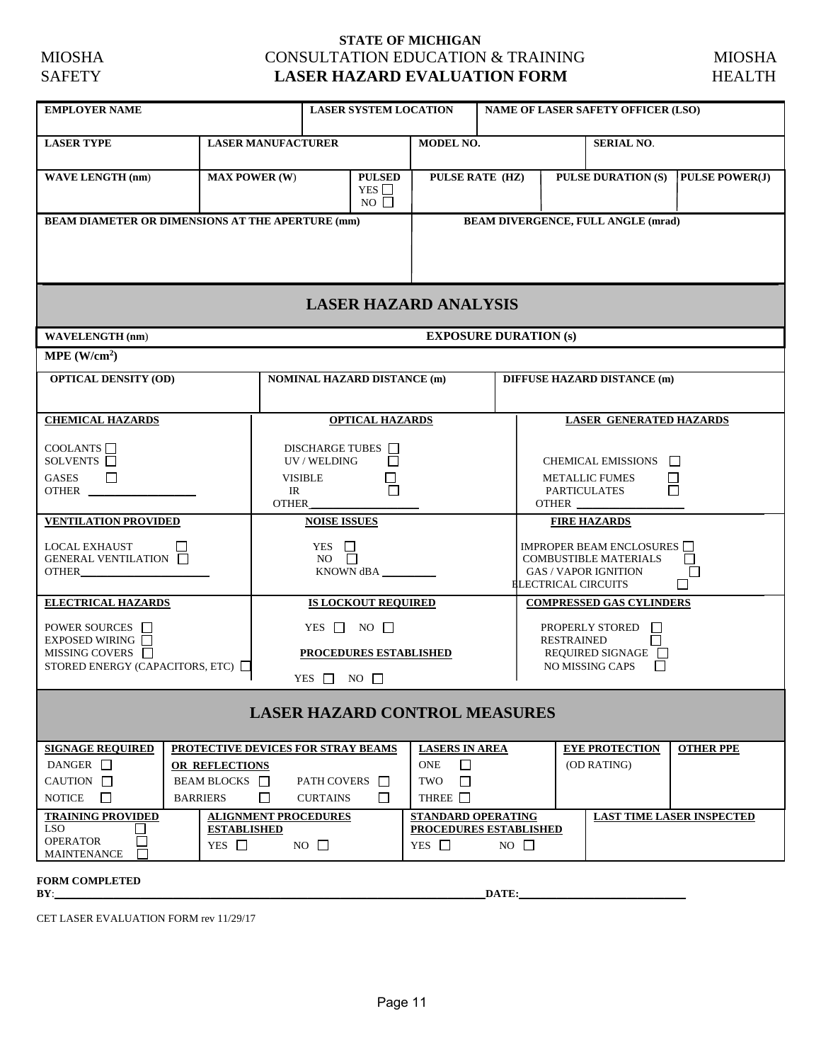**STATE OF MICHIGAN**

MIOSHA SAFETY — CONSULTATION EDUCATION & TRAINING — MIOSHA HEALTH

# LASER HAZARD EVALUATION FORM

| EMPLOYER NAME | LASER SYSTEM LOCATION | NAME OF LASER SAFETY OFFICER (LSO) |
|---|---|---|
| | | |

| LASER TYPE | LASER MANUFACTURER | MODEL NO. | SERIAL NO. |
|---|---|---|---|
| | | | |

| WAVE LENGTH (nm) | MAX POWER (W) | PULSED YES ☐ NO ☐ | PULSE RATE (HZ) | PULSE DURATION (S) | PULSE POWER(J) |
|---|---|---|---|---|---|
| | | | | | |

| BEAM DIAMETER OR DIMENSIONS AT THE APERTURE (mm) | BEAM DIVERGENCE, FULL ANGLE (mrad) |
|---|---|
| | |

## LASER HAZARD ANALYSIS

| WAVELENGTH (nm) | EXPOSURE DURATION (s) |
|---|---|
| | |

MPE (W/cm$^2$)

| OPTICAL DENSITY (OD) | NOMINAL HAZARD DISTANCE (m) | DIFFUSE HAZARD DISTANCE (m) |
|---|---|---|
| | | |

| CHEMICAL HAZARDS | OPTICAL HAZARDS | LASER GENERATED HAZARDS |
|---|---|---|
| COOLANTS ☐<br>SOLVENTS ☐<br>GASES ☐<br>OTHER ____ | DISCHARGE TUBES ☐<br>UV / WELDING ☐<br>VISIBLE ☐<br>IR ☐<br>OTHER ____ | CHEMICAL EMISSIONS ☐<br>METALLIC FUMES ☐<br>PARTICULATES ☐<br>OTHER ____ |
| **VENTILATION PROVIDED** | **NOISE ISSUES** | **FIRE HAZARDS** |
| LOCAL EXHAUST ☐<br>GENERAL VENTILATION ☐<br>OTHER ____ | YES ☐<br>NO ☐<br>KNOWN dBA ____ | IMPROPER BEAM ENCLOSURES ☐<br>COMBUSTIBLE MATERIALS ☐<br>GAS / VAPOR IGNITION ☐<br>ELECTRICAL CIRCUITS ☐ |
| **ELECTRICAL HAZARDS** | **IS LOCKOUT REQUIRED** | **COMPRESSED GAS CYLINDERS** |
| POWER SOURCES ☐<br>EXPOSED WIRING ☐<br>MISSING COVERS ☐<br>STORED ENERGY (CAPACITORS, ETC) ☐ | YES ☐ NO ☐<br>**PROCEDURES ESTABLISHED**<br>YES ☐ NO ☐ | PROPERLY STORED ☐<br>RESTRAINED ☐<br>REQUIRED SIGNAGE ☐<br>NO MISSING CAPS ☐ |

## LASER HAZARD CONTROL MEASURES

| SIGNAGE REQUIRED | PROTECTIVE DEVICES FOR STRAY BEAMS OR REFLECTIONS | LASERS IN AREA | EYE PROTECTION | OTHER PPE |
|---|---|---|---|---|
| DANGER ☐<br>CAUTION ☐<br>NOTICE ☐ | BEAM BLOCKS ☐ PATH COVERS ☐<br>BARRIERS ☐ CURTAINS ☐ | ONE ☐<br>TWO ☐<br>THREE ☐ | (OD RATING) | |

| TRAINING PROVIDED | ALIGNMENT PROCEDURES ESTABLISHED | STANDARD OPERATING PROCEDURES ESTABLISHED | LAST TIME LASER INSPECTED |
|---|---|---|---|
| LSO ☐<br>OPERATOR ☐<br>MAINTENANCE ☐ | YES ☐ NO ☐ | YES ☐ NO ☐ | |

**FORM COMPLETED BY**: ____________________ **DATE:** ____________

CET LASER EVALUATION FORM rev 11/29/17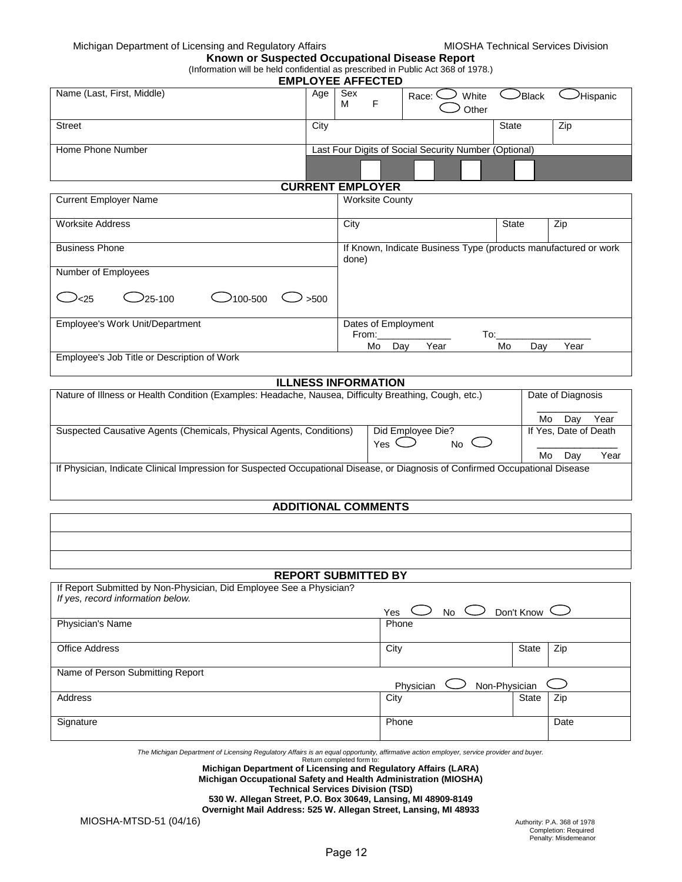Michigan Department of Licensing and Regulatory Affairs — MIOSHA Technical Services Division

# Known or Suspected Occupational Disease Report

(Information will be held confidential as prescribed in Public Act 368 of 1978.)

## EMPLOYEE AFFECTED

| | | | |
|---|---|---|---|
| Name (Last, First, Middle) | Age | Sex M F | Race: ◯ White ◯ Black ◯ Hispanic ◯ Other |
| Street | City | State | Zip |
| Home Phone Number | Last Four Digits of Social Security Number (Optional) | | |

## CURRENT EMPLOYER

| | |
|---|---|
| Current Employer Name | Worksite County |
| Worksite Address | City / State / Zip |
| Business Phone | If Known, Indicate Business Type (products manufactured or work done) |
| Number of Employees ◯ <25 ◯ 25-100 ◯ 100-500 ◯ >500 | |
| Employee's Work Unit/Department | Dates of Employment From:______ Mo Day Year To:______ Mo Day Year |
| Employee's Job Title or Description of Work | |

## ILLNESS INFORMATION

| | | |
|---|---|---|
| Nature of Illness or Health Condition (Examples: Headache, Nausea, Difficulty Breathing, Cough, etc.) | | Date of Diagnosis ______ Mo Day Year |
| Suspected Causative Agents (Chemicals, Physical Agents, Conditions) | Did Employee Die? Yes ◯ No ◯ | If Yes, Date of Death ______ Mo Day Year |
| If Physician, Indicate Clinical Impression for Suspected Occupational Disease, or Diagnosis of Confirmed Occupational Disease | | |

## ADDITIONAL COMMENTS

| |
|---|
| |
| |
| |

## REPORT SUBMITTED BY

| | | | |
|---|---|---|---|
| If Report Submitted by Non-Physician, Did Employee See a Physician? *If yes, record information below.* | Yes ◯ No ◯ Don't Know ◯ | | |
| Physician's Name | Phone | | |
| Office Address | City | State | Zip |
| Name of Person Submitting Report | Physician ◯ Non-Physician ◯ | | |
| Address | City | State | Zip |
| Signature | Phone | | Date |

*The Michigan Department of Licensing Regulatory Affairs is an equal opportunity, affirmative action employer, service provider and buyer.*

Return completed form to:

**Michigan Department of Licensing and Regulatory Affairs (LARA)**
**Michigan Occupational Safety and Health Administration (MIOSHA)**
**Technical Services Division (TSD)**
**530 W. Allegan Street, P.O. Box 30649, Lansing, MI 48909-8149**
**Overnight Mail Address: 525 W. Allegan Street, Lansing, MI 48933**

MIOSHA-MTSD-51 (04/16)

Authority: P.A. 368 of 1978
Completion: Required
Penalty: Misdemeanor